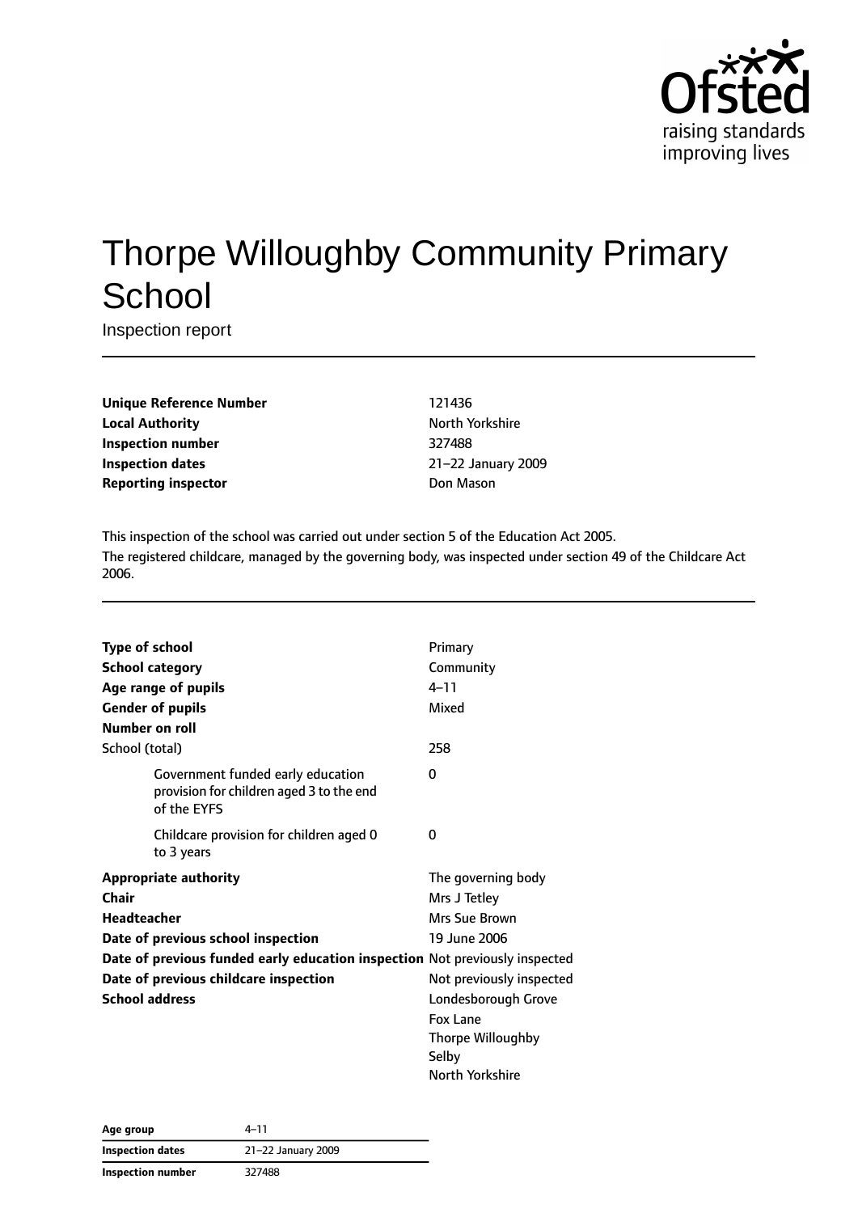# Thorpe Willoughby Community Primary School

Inspection report

| | |
|---|---|
| **Unique Reference Number** | 121436 |
| **Local Authority** | North Yorkshire |
| **Inspection number** | 327488 |
| **Inspection dates** | 21–22 January 2009 |
| **Reporting inspector** | Don Mason |

This inspection of the school was carried out under section 5 of the Education Act 2005.

The registered childcare, managed by the governing body, was inspected under section 49 of the Childcare Act 2006.

| | |
|---|---|
| **Type of school** | Primary |
| **School category** | Community |
| **Age range of pupils** | 4–11 |
| **Gender of pupils** | Mixed |
| **Number on roll** | |
| School (total) | 258 |
| Government funded early education provision for children aged 3 to the end of the EYFS | 0 |
| Childcare provision for children aged 0 to 3 years | 0 |
| **Appropriate authority** | The governing body |
| **Chair** | Mrs J Tetley |
| **Headteacher** | Mrs Sue Brown |
| **Date of previous school inspection** | 19 June 2006 |
| **Date of previous funded early education inspection** | Not previously inspected |
| **Date of previous childcare inspection** | Not previously inspected |
| **School address** | Londesborough Grove<br>Fox Lane<br>Thorpe Willoughby<br>Selby<br>North Yorkshire |

| | |
|---|---|
| **Age group** | 4–11 |
| **Inspection dates** | 21–22 January 2009 |
| **Inspection number** | 327488 |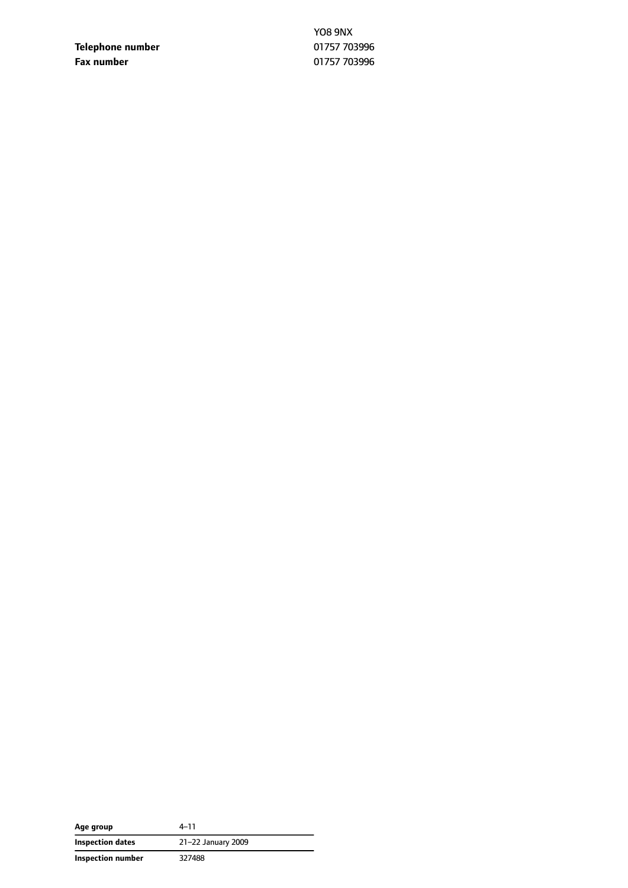| | |
|---|---|
| | YO8 9NX |
| **Telephone number** | 01757 703996 |
| **Fax number** | 01757 703996 |

| | |
|---|---|
| **Age group** | 4–11 |
| **Inspection dates** | 21–22 January 2009 |
| **Inspection number** | 327488 |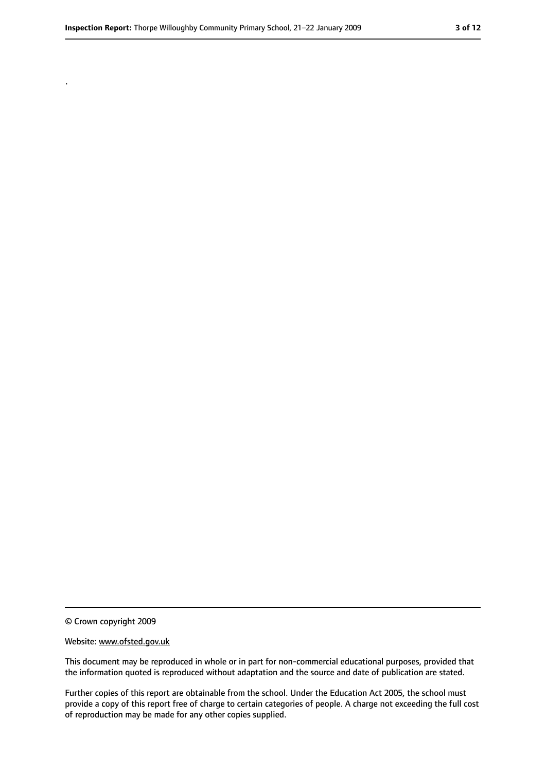.

© Crown copyright 2009

Website: www.ofsted.gov.uk

This document may be reproduced in whole or in part for non-commercial educational purposes, provided that the information quoted is reproduced without adaptation and the source and date of publication are stated.

Further copies of this report are obtainable from the school. Under the Education Act 2005, the school must provide a copy of this report free of charge to certain categories of people. A charge not exceeding the full cost of reproduction may be made for any other copies supplied.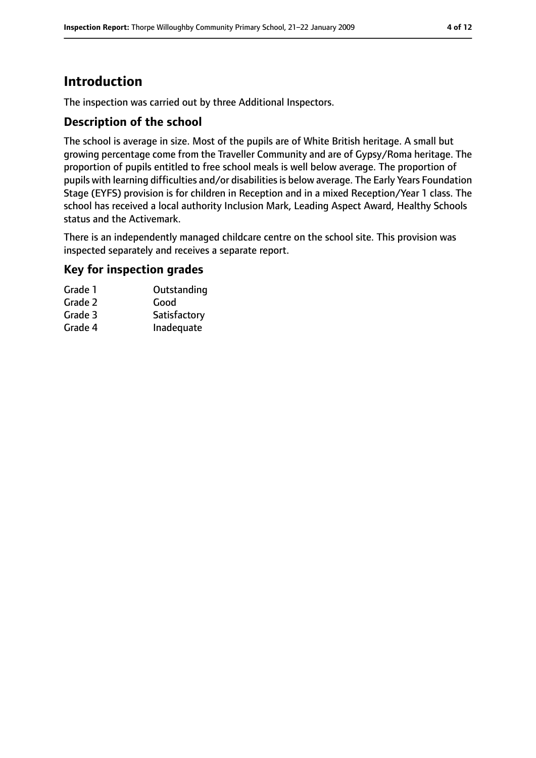## Introduction

The inspection was carried out by three Additional Inspectors.

### Description of the school

The school is average in size. Most of the pupils are of White British heritage. A small but growing percentage come from the Traveller Community and are of Gypsy/Roma heritage. The proportion of pupils entitled to free school meals is well below average. The proportion of pupils with learning difficulties and/or disabilities is below average. The Early Years Foundation Stage (EYFS) provision is for children in Reception and in a mixed Reception/Year 1 class. The school has received a local authority Inclusion Mark, Leading Aspect Award, Healthy Schools status and the Activemark.

There is an independently managed childcare centre on the school site. This provision was inspected separately and receives a separate report.

### Key for inspection grades

| | |
|---|---|
| Grade 1 | Outstanding |
| Grade 2 | Good |
| Grade 3 | Satisfactory |
| Grade 4 | Inadequate |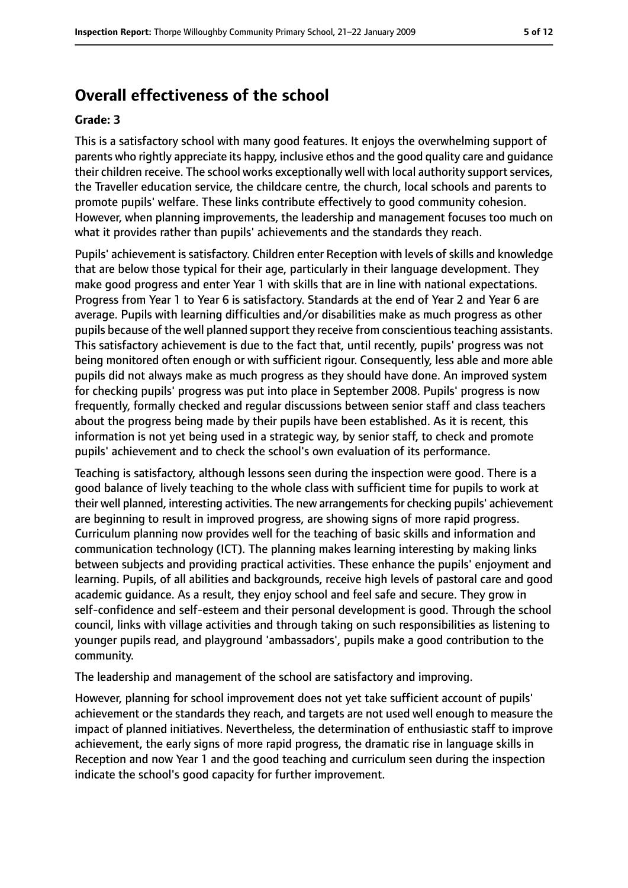## Overall effectiveness of the school

**Grade: 3**

This is a satisfactory school with many good features. It enjoys the overwhelming support of parents who rightly appreciate its happy, inclusive ethos and the good quality care and guidance their children receive. The school works exceptionally well with local authority support services, the Traveller education service, the childcare centre, the church, local schools and parents to promote pupils' welfare. These links contribute effectively to good community cohesion. However, when planning improvements, the leadership and management focuses too much on what it provides rather than pupils' achievements and the standards they reach.

Pupils' achievement is satisfactory. Children enter Reception with levels of skills and knowledge that are below those typical for their age, particularly in their language development. They make good progress and enter Year 1 with skills that are in line with national expectations. Progress from Year 1 to Year 6 is satisfactory. Standards at the end of Year 2 and Year 6 are average. Pupils with learning difficulties and/or disabilities make as much progress as other pupils because of the well planned support they receive from conscientious teaching assistants. This satisfactory achievement is due to the fact that, until recently, pupils' progress was not being monitored often enough or with sufficient rigour. Consequently, less able and more able pupils did not always make as much progress as they should have done. An improved system for checking pupils' progress was put into place in September 2008. Pupils' progress is now frequently, formally checked and regular discussions between senior staff and class teachers about the progress being made by their pupils have been established. As it is recent, this information is not yet being used in a strategic way, by senior staff, to check and promote pupils' achievement and to check the school's own evaluation of its performance.

Teaching is satisfactory, although lessons seen during the inspection were good. There is a good balance of lively teaching to the whole class with sufficient time for pupils to work at their well planned, interesting activities. The new arrangements for checking pupils' achievement are beginning to result in improved progress, are showing signs of more rapid progress. Curriculum planning now provides well for the teaching of basic skills and information and communication technology (ICT). The planning makes learning interesting by making links between subjects and providing practical activities. These enhance the pupils' enjoyment and learning. Pupils, of all abilities and backgrounds, receive high levels of pastoral care and good academic guidance. As a result, they enjoy school and feel safe and secure. They grow in self-confidence and self-esteem and their personal development is good. Through the school council, links with village activities and through taking on such responsibilities as listening to younger pupils read, and playground 'ambassadors', pupils make a good contribution to the community.

The leadership and management of the school are satisfactory and improving.

However, planning for school improvement does not yet take sufficient account of pupils' achievement or the standards they reach, and targets are not used well enough to measure the impact of planned initiatives. Nevertheless, the determination of enthusiastic staff to improve achievement, the early signs of more rapid progress, the dramatic rise in language skills in Reception and now Year 1 and the good teaching and curriculum seen during the inspection indicate the school's good capacity for further improvement.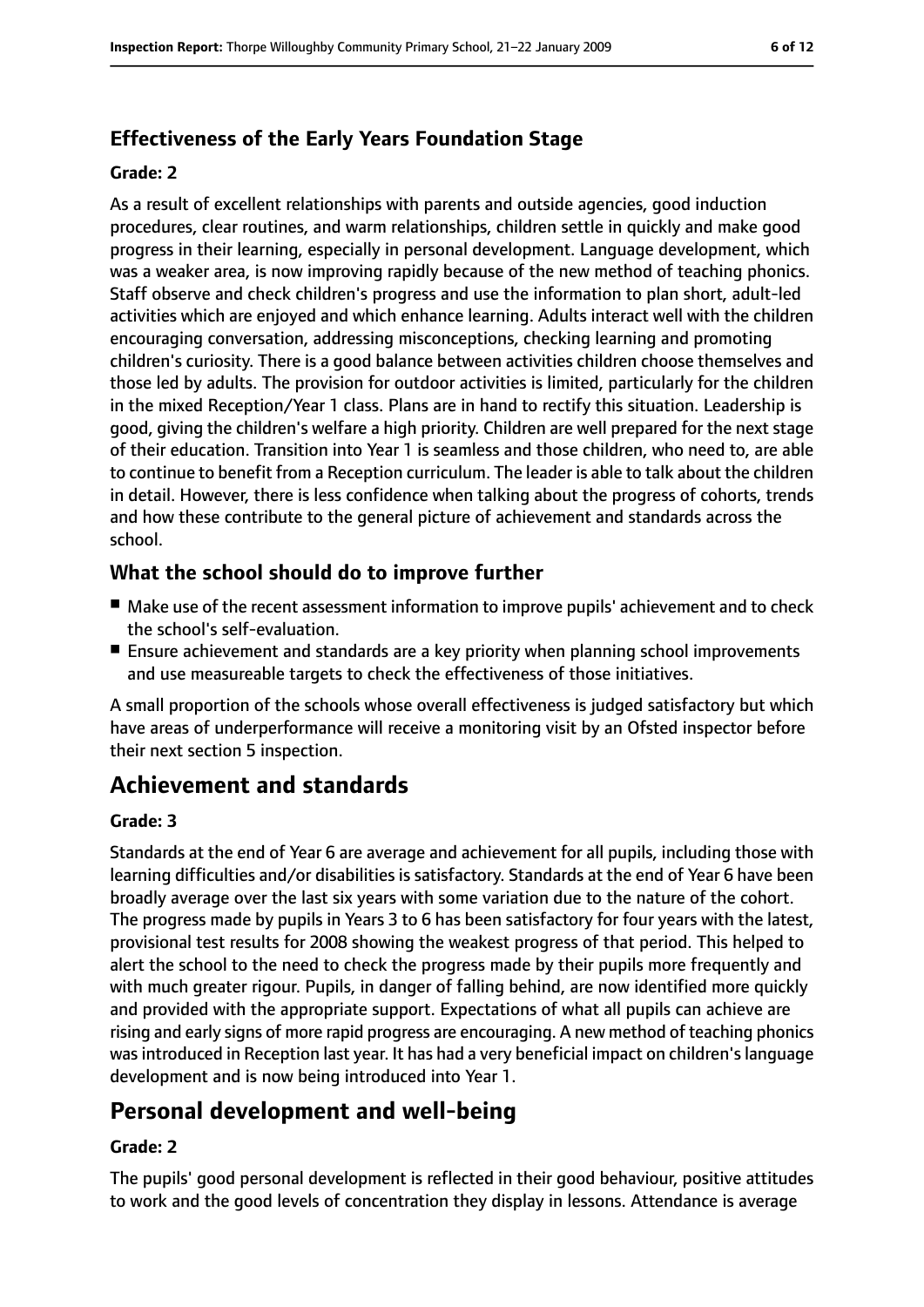### Effectiveness of the Early Years Foundation Stage

#### Grade: 2

As a result of excellent relationships with parents and outside agencies, good induction procedures, clear routines, and warm relationships, children settle in quickly and make good progress in their learning, especially in personal development. Language development, which was a weaker area, is now improving rapidly because of the new method of teaching phonics. Staff observe and check children's progress and use the information to plan short, adult-led activities which are enjoyed and which enhance learning. Adults interact well with the children encouraging conversation, addressing misconceptions, checking learning and promoting children's curiosity. There is a good balance between activities children choose themselves and those led by adults. The provision for outdoor activities is limited, particularly for the children in the mixed Reception/Year 1 class. Plans are in hand to rectify this situation. Leadership is good, giving the children's welfare a high priority. Children are well prepared for the next stage of their education. Transition into Year 1 is seamless and those children, who need to, are able to continue to benefit from a Reception curriculum. The leader is able to talk about the children in detail. However, there is less confidence when talking about the progress of cohorts, trends and how these contribute to the general picture of achievement and standards across the school.

### What the school should do to improve further

- Make use of the recent assessment information to improve pupils' achievement and to check the school's self-evaluation.
- Ensure achievement and standards are a key priority when planning school improvements and use measureable targets to check the effectiveness of those initiatives.

A small proportion of the schools whose overall effectiveness is judged satisfactory but which have areas of underperformance will receive a monitoring visit by an Ofsted inspector before their next section 5 inspection.

## Achievement and standards

#### Grade: 3

Standards at the end of Year 6 are average and achievement for all pupils, including those with learning difficulties and/or disabilities is satisfactory. Standards at the end of Year 6 have been broadly average over the last six years with some variation due to the nature of the cohort. The progress made by pupils in Years 3 to 6 has been satisfactory for four years with the latest, provisional test results for 2008 showing the weakest progress of that period. This helped to alert the school to the need to check the progress made by their pupils more frequently and with much greater rigour. Pupils, in danger of falling behind, are now identified more quickly and provided with the appropriate support. Expectations of what all pupils can achieve are rising and early signs of more rapid progress are encouraging. A new method of teaching phonics was introduced in Reception last year. It has had a very beneficial impact on children's language development and is now being introduced into Year 1.

## Personal development and well-being

#### Grade: 2

The pupils' good personal development is reflected in their good behaviour, positive attitudes to work and the good levels of concentration they display in lessons. Attendance is average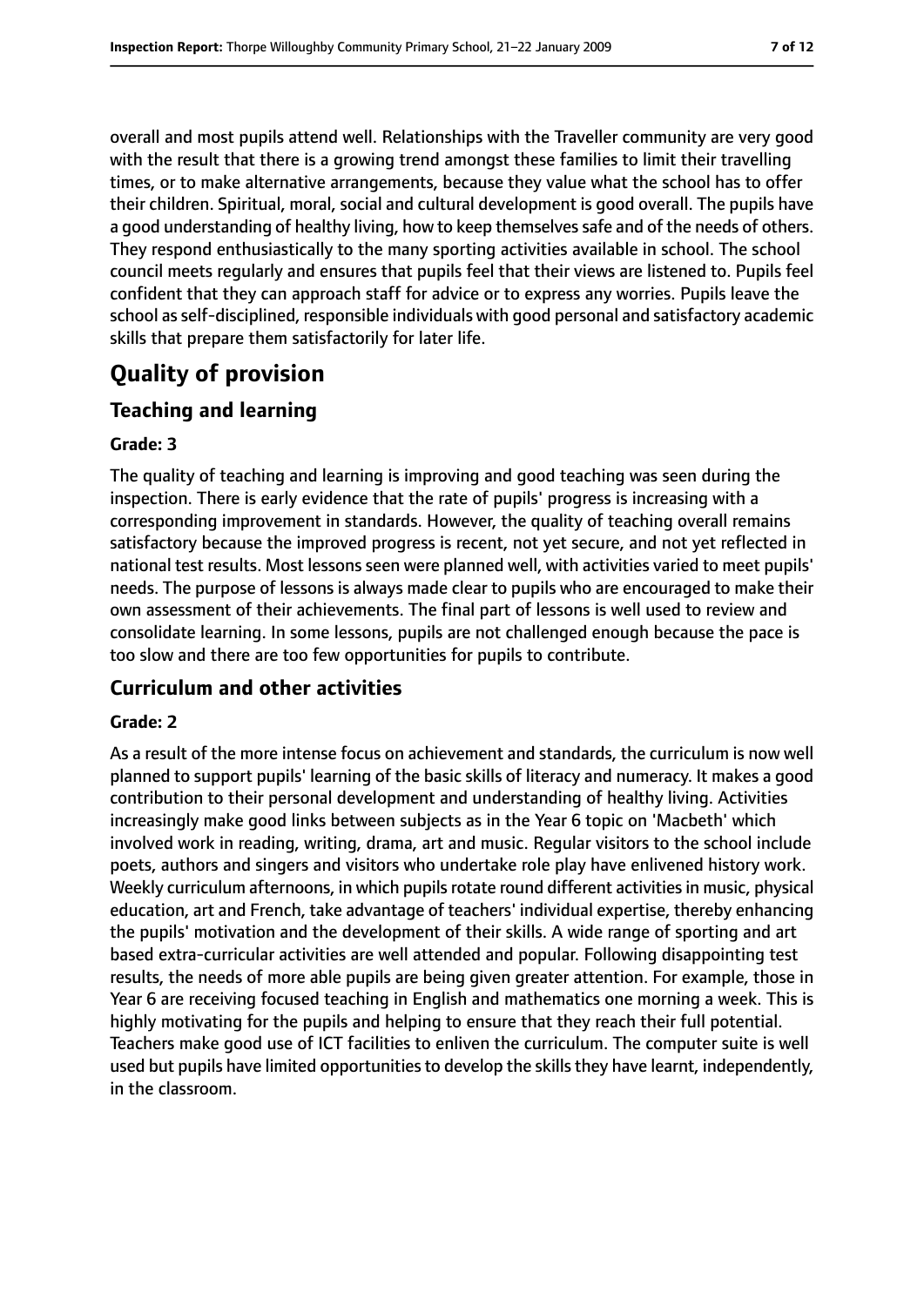overall and most pupils attend well. Relationships with the Traveller community are very good with the result that there is a growing trend amongst these families to limit their travelling times, or to make alternative arrangements, because they value what the school has to offer their children. Spiritual, moral, social and cultural development is good overall. The pupils have a good understanding of healthy living, how to keep themselves safe and of the needs of others. They respond enthusiastically to the many sporting activities available in school. The school council meets regularly and ensures that pupils feel that their views are listened to. Pupils feel confident that they can approach staff for advice or to express any worries. Pupils leave the school as self-disciplined, responsible individuals with good personal and satisfactory academic skills that prepare them satisfactorily for later life.

# Quality of provision

## Teaching and learning

**Grade: 3**

The quality of teaching and learning is improving and good teaching was seen during the inspection. There is early evidence that the rate of pupils' progress is increasing with a corresponding improvement in standards. However, the quality of teaching overall remains satisfactory because the improved progress is recent, not yet secure, and not yet reflected in national test results. Most lessons seen were planned well, with activities varied to meet pupils' needs. The purpose of lessons is always made clear to pupils who are encouraged to make their own assessment of their achievements. The final part of lessons is well used to review and consolidate learning. In some lessons, pupils are not challenged enough because the pace is too slow and there are too few opportunities for pupils to contribute.

## Curriculum and other activities

**Grade: 2**

As a result of the more intense focus on achievement and standards, the curriculum is now well planned to support pupils' learning of the basic skills of literacy and numeracy. It makes a good contribution to their personal development and understanding of healthy living. Activities increasingly make good links between subjects as in the Year 6 topic on 'Macbeth' which involved work in reading, writing, drama, art and music. Regular visitors to the school include poets, authors and singers and visitors who undertake role play have enlivened history work. Weekly curriculum afternoons, in which pupils rotate round different activities in music, physical education, art and French, take advantage of teachers' individual expertise, thereby enhancing the pupils' motivation and the development of their skills. A wide range of sporting and art based extra-curricular activities are well attended and popular. Following disappointing test results, the needs of more able pupils are being given greater attention. For example, those in Year 6 are receiving focused teaching in English and mathematics one morning a week. This is highly motivating for the pupils and helping to ensure that they reach their full potential. Teachers make good use of ICT facilities to enliven the curriculum. The computer suite is well used but pupils have limited opportunities to develop the skills they have learnt, independently, in the classroom.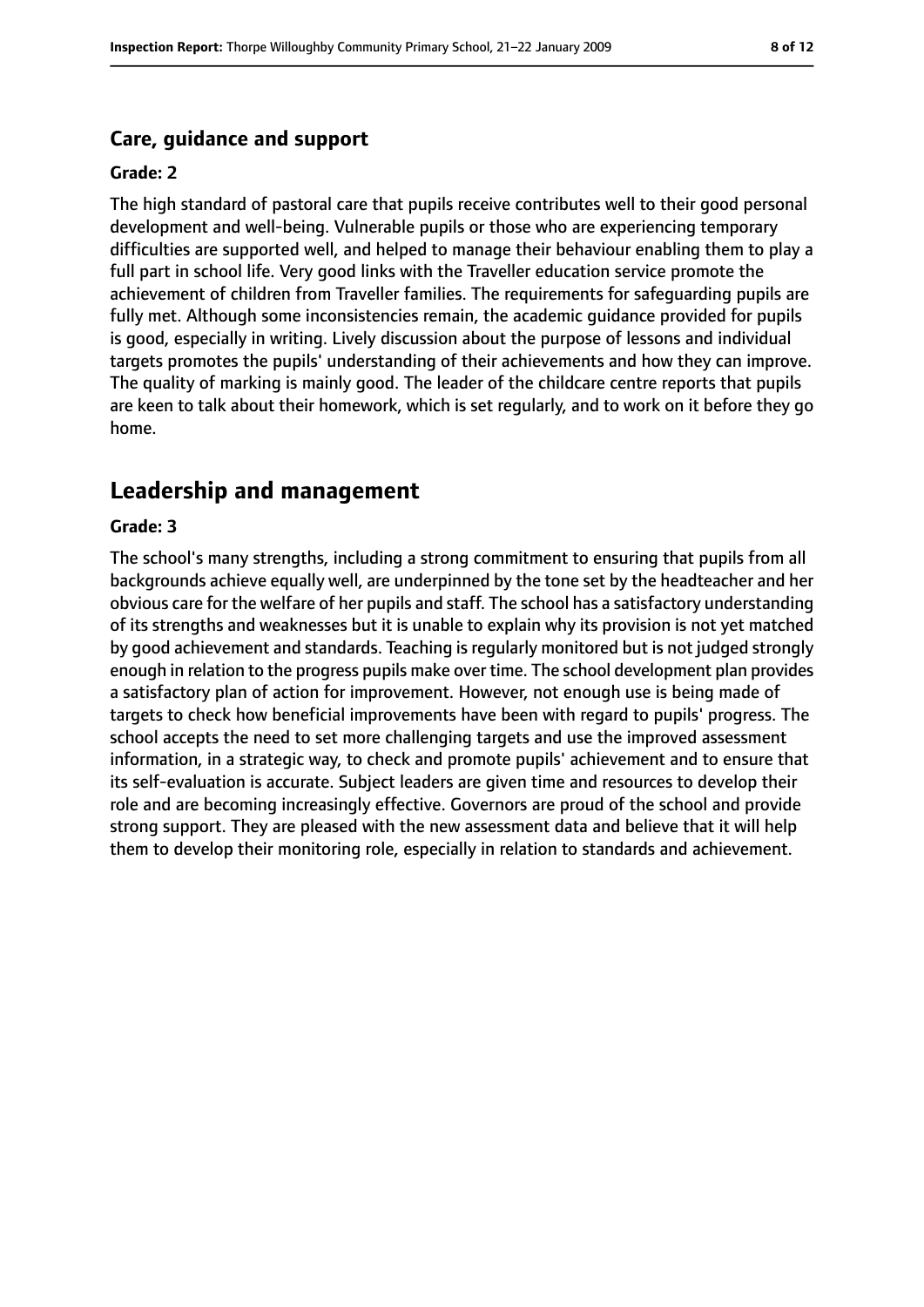### Care, guidance and support

#### Grade: 2

The high standard of pastoral care that pupils receive contributes well to their good personal development and well-being. Vulnerable pupils or those who are experiencing temporary difficulties are supported well, and helped to manage their behaviour enabling them to play a full part in school life. Very good links with the Traveller education service promote the achievement of children from Traveller families. The requirements for safeguarding pupils are fully met. Although some inconsistencies remain, the academic guidance provided for pupils is good, especially in writing. Lively discussion about the purpose of lessons and individual targets promotes the pupils' understanding of their achievements and how they can improve. The quality of marking is mainly good. The leader of the childcare centre reports that pupils are keen to talk about their homework, which is set regularly, and to work on it before they go home.

## Leadership and management

#### Grade: 3

The school's many strengths, including a strong commitment to ensuring that pupils from all backgrounds achieve equally well, are underpinned by the tone set by the headteacher and her obvious care for the welfare of her pupils and staff. The school has a satisfactory understanding of its strengths and weaknesses but it is unable to explain why its provision is not yet matched by good achievement and standards. Teaching is regularly monitored but is not judged strongly enough in relation to the progress pupils make over time. The school development plan provides a satisfactory plan of action for improvement. However, not enough use is being made of targets to check how beneficial improvements have been with regard to pupils' progress. The school accepts the need to set more challenging targets and use the improved assessment information, in a strategic way, to check and promote pupils' achievement and to ensure that its self-evaluation is accurate. Subject leaders are given time and resources to develop their role and are becoming increasingly effective. Governors are proud of the school and provide strong support. They are pleased with the new assessment data and believe that it will help them to develop their monitoring role, especially in relation to standards and achievement.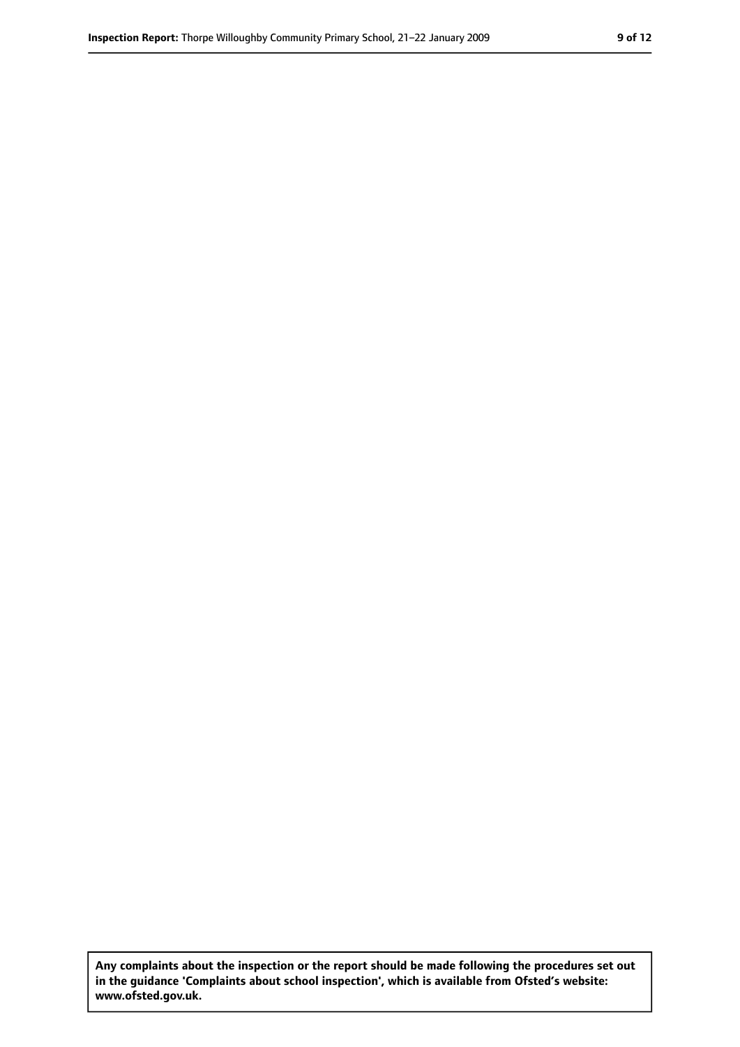**Any complaints about the inspection or the report should be made following the procedures set out in the guidance 'Complaints about school inspection', which is available from Ofsted's website: www.ofsted.gov.uk.**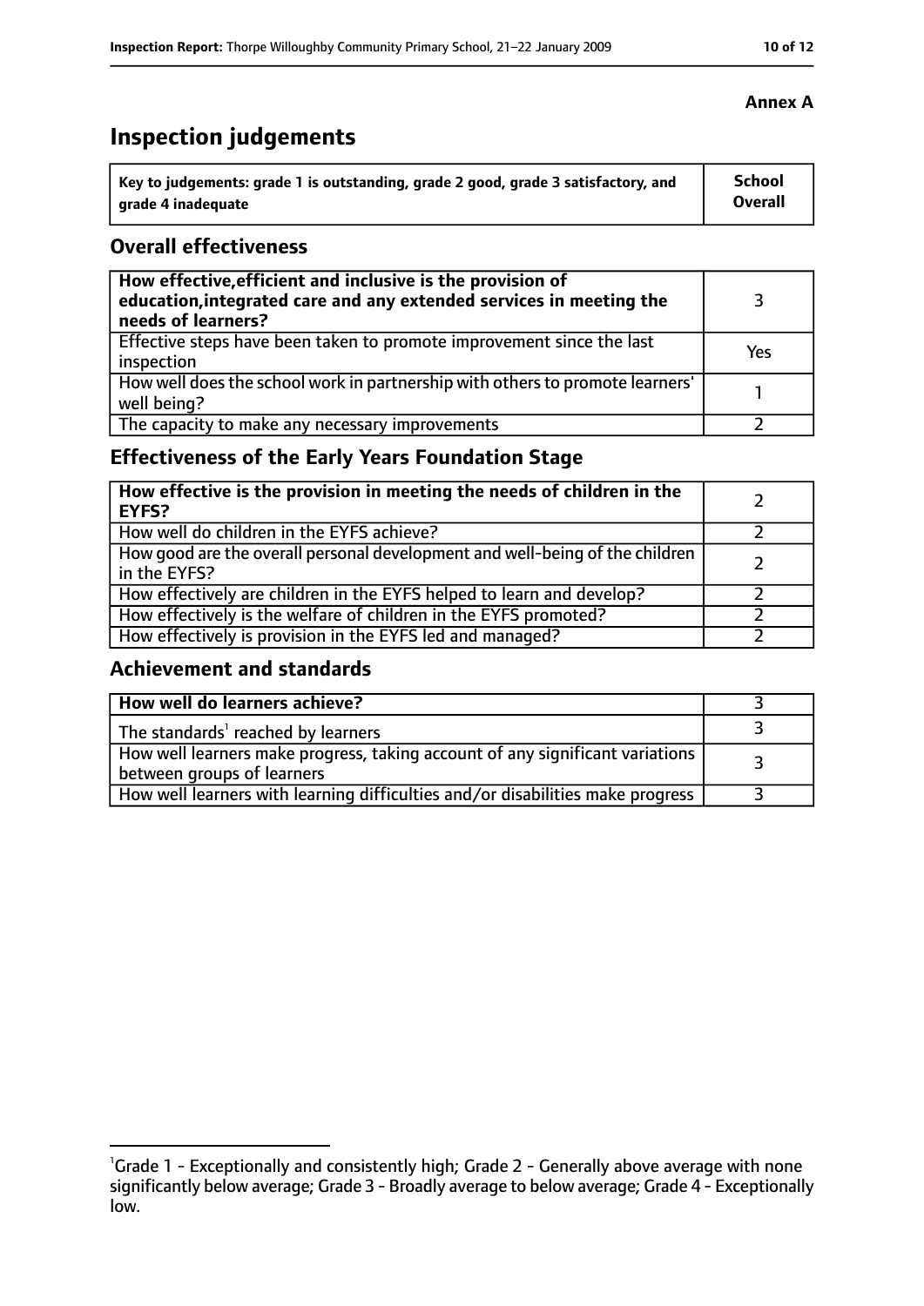**Annex A**

# Inspection judgements

| Key to judgements: grade 1 is outstanding, grade 2 good, grade 3 satisfactory, and grade 4 inadequate | School Overall |
|---|---|

## Overall effectiveness

| | |
|---|---|
| **How effective, efficient and inclusive is the provision of education, integrated care and any extended services in meeting the needs of learners?** | 3 |
| Effective steps have been taken to promote improvement since the last inspection | Yes |
| How well does the school work in partnership with others to promote learners' well being? | 1 |
| The capacity to make any necessary improvements | 2 |

## Effectiveness of the Early Years Foundation Stage

| | |
|---|---|
| **How effective is the provision in meeting the needs of children in the EYFS?** | 2 |
| How well do children in the EYFS achieve? | 2 |
| How good are the overall personal development and well-being of the children in the EYFS? | 2 |
| How effectively are children in the EYFS helped to learn and develop? | 2 |
| How effectively is the welfare of children in the EYFS promoted? | 2 |
| How effectively is provision in the EYFS led and managed? | 2 |

## Achievement and standards

| | |
|---|---|
| **How well do learners achieve?** | 3 |
| The standards[1] reached by learners | 3 |
| How well learners make progress, taking account of any significant variations between groups of learners | 3 |
| How well learners with learning difficulties and/or disabilities make progress | 3 |

[1] Grade 1 - Exceptionally and consistently high; Grade 2 - Generally above average with none significantly below average; Grade 3 - Broadly average to below average; Grade 4 - Exceptionally low.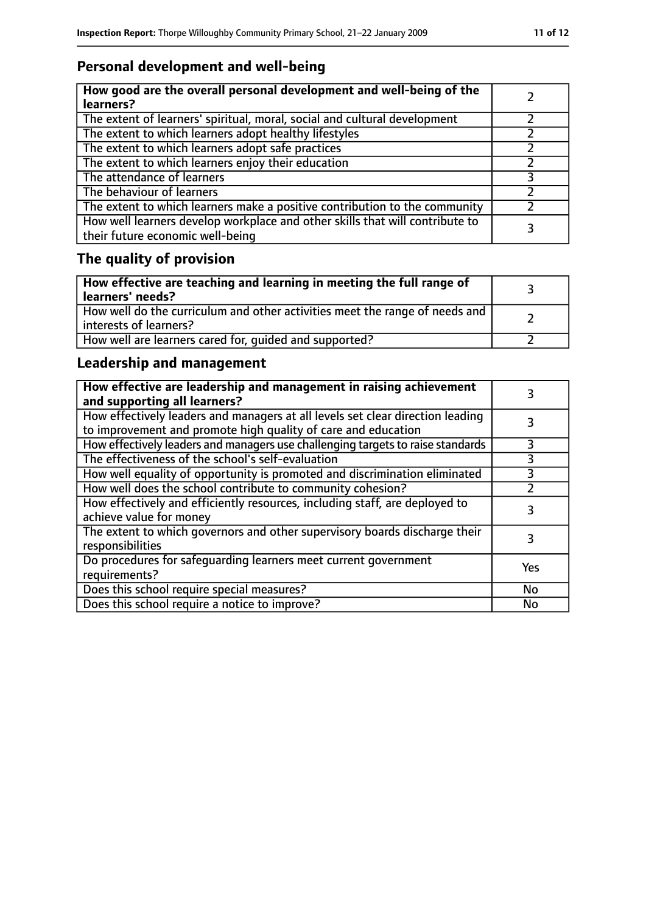## Personal development and well-being

| **How good are the overall personal development and well-being of the learners?** | 2 |
|---|---|
| The extent of learners' spiritual, moral, social and cultural development | 2 |
| The extent to which learners adopt healthy lifestyles | 2 |
| The extent to which learners adopt safe practices | 2 |
| The extent to which learners enjoy their education | 2 |
| The attendance of learners | 3 |
| The behaviour of learners | 2 |
| The extent to which learners make a positive contribution to the community | 2 |
| How well learners develop workplace and other skills that will contribute to their future economic well-being | 3 |

## The quality of provision

| **How effective are teaching and learning in meeting the full range of learners' needs?** | 3 |
|---|---|
| How well do the curriculum and other activities meet the range of needs and interests of learners? | 2 |
| How well are learners cared for, guided and supported? | 2 |

## Leadership and management

| **How effective are leadership and management in raising achievement and supporting all learners?** | 3 |
|---|---|
| How effectively leaders and managers at all levels set clear direction leading to improvement and promote high quality of care and education | 3 |
| How effectively leaders and managers use challenging targets to raise standards | 3 |
| The effectiveness of the school's self-evaluation | 3 |
| How well equality of opportunity is promoted and discrimination eliminated | 3 |
| How well does the school contribute to community cohesion? | 2 |
| How effectively and efficiently resources, including staff, are deployed to achieve value for money | 3 |
| The extent to which governors and other supervisory boards discharge their responsibilities | 3 |
| Do procedures for safeguarding learners meet current government requirements? | Yes |
| Does this school require special measures? | No |
| Does this school require a notice to improve? | No |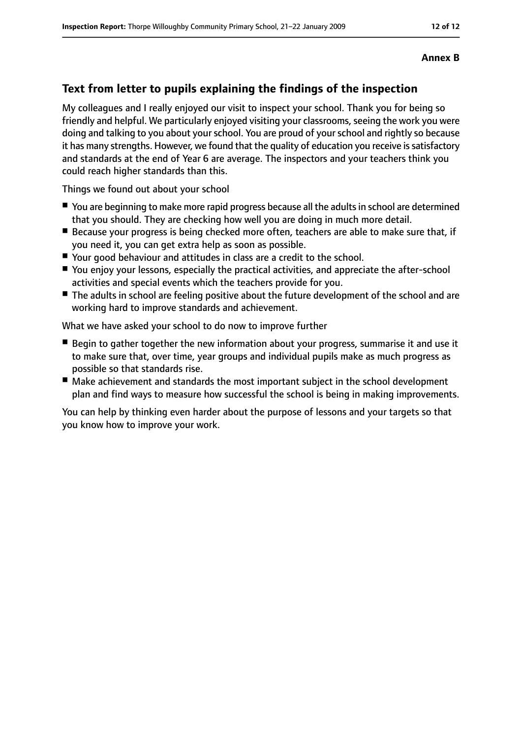**Annex B**

## Text from letter to pupils explaining the findings of the inspection

My colleagues and I really enjoyed our visit to inspect your school. Thank you for being so friendly and helpful. We particularly enjoyed visiting your classrooms, seeing the work you were doing and talking to you about your school. You are proud of your school and rightly so because it has many strengths. However, we found that the quality of education you receive is satisfactory and standards at the end of Year 6 are average. The inspectors and your teachers think you could reach higher standards than this.

Things we found out about your school

- You are beginning to make more rapid progress because all the adults in school are determined that you should. They are checking how well you are doing in much more detail.
- Because your progress is being checked more often, teachers are able to make sure that, if you need it, you can get extra help as soon as possible.
- Your good behaviour and attitudes in class are a credit to the school.
- You enjoy your lessons, especially the practical activities, and appreciate the after-school activities and special events which the teachers provide for you.
- The adults in school are feeling positive about the future development of the school and are working hard to improve standards and achievement.

What we have asked your school to do now to improve further

- Begin to gather together the new information about your progress, summarise it and use it to make sure that, over time, year groups and individual pupils make as much progress as possible so that standards rise.
- Make achievement and standards the most important subject in the school development plan and find ways to measure how successful the school is being in making improvements.

You can help by thinking even harder about the purpose of lessons and your targets so that you know how to improve your work.